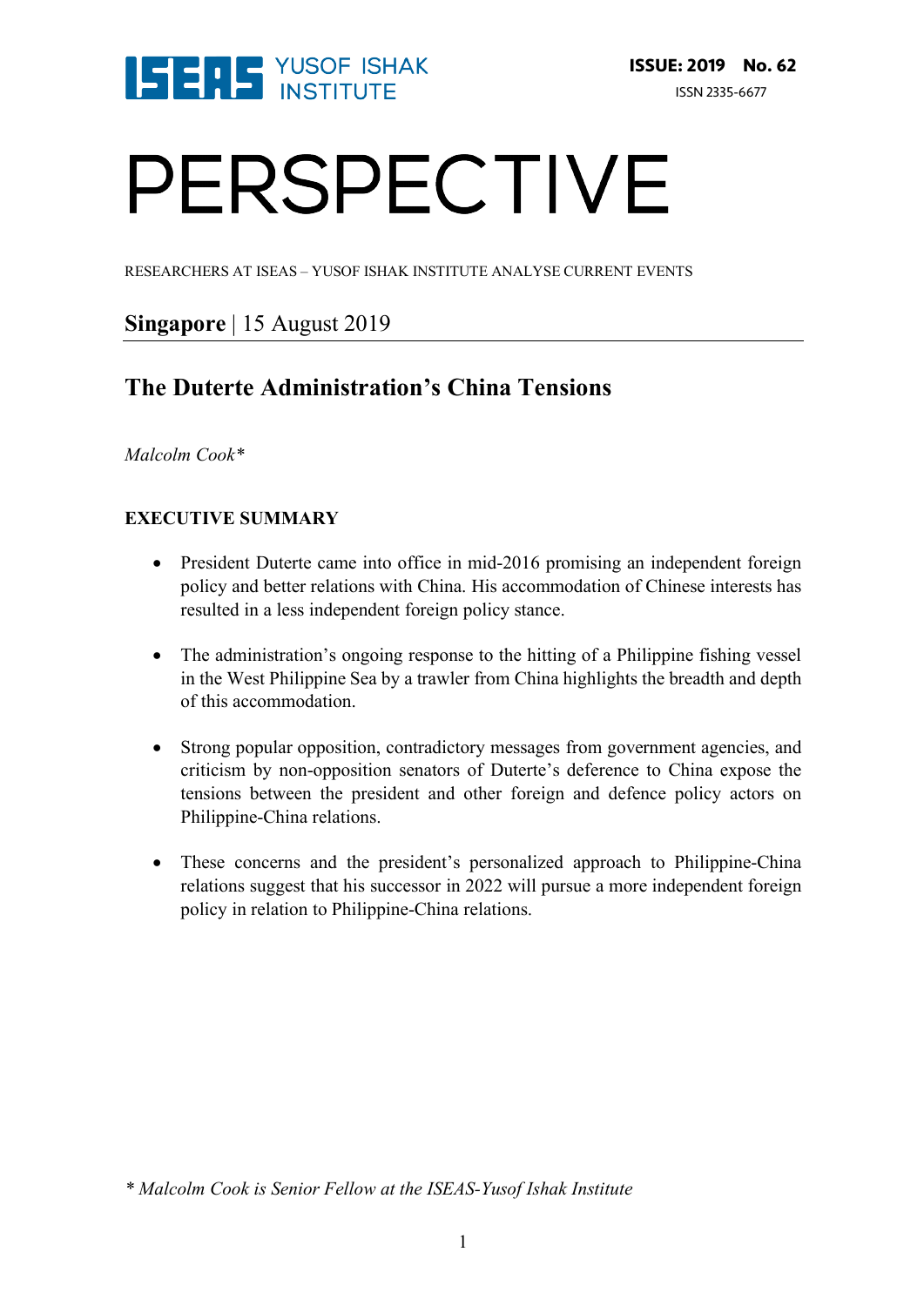ISSUE: 2019 No. 62

ISSN 2335-6677

# PERSPECTIVE

RESEARCHERS AT ISEAS – YUSOF ISHAK INSTITUTE ANALYSE CURRENT EVENTS

**Singapore** | 15 August 2019

## The Duterte Administration's China Tensions

*Malcolm Cook**

### EXECUTIVE SUMMARY

- President Duterte came into office in mid-2016 promising an independent foreign policy and better relations with China. His accommodation of Chinese interests has resulted in a less independent foreign policy stance.
- The administration's ongoing response to the hitting of a Philippine fishing vessel in the West Philippine Sea by a trawler from China highlights the breadth and depth of this accommodation.
- Strong popular opposition, contradictory messages from government agencies, and criticism by non-opposition senators of Duterte's deference to China expose the tensions between the president and other foreign and defence policy actors on Philippine-China relations.
- These concerns and the president's personalized approach to Philippine-China relations suggest that his successor in 2022 will pursue a more independent foreign policy in relation to Philippine-China relations.

*\* Malcolm Cook is Senior Fellow at the ISEAS-Yusof Ishak Institute*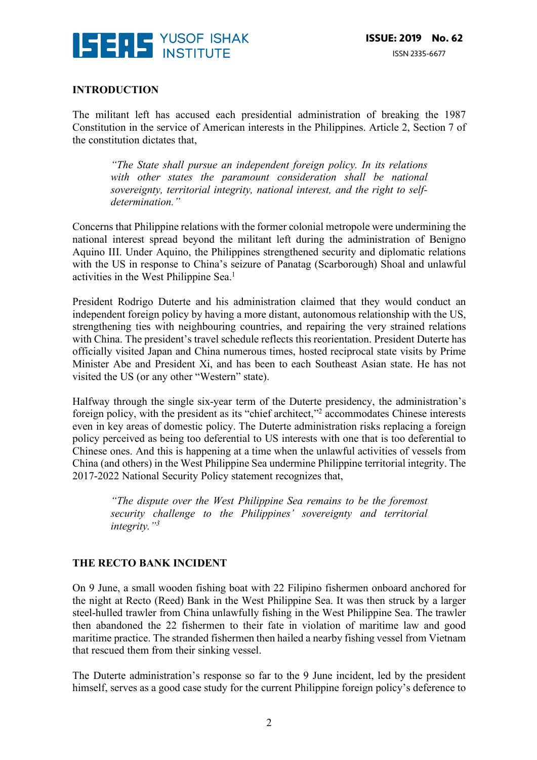## INTRODUCTION

The militant left has accused each presidential administration of breaking the 1987 Constitution in the service of American interests in the Philippines. Article 2, Section 7 of the constitution dictates that,

> *"The State shall pursue an independent foreign policy. In its relations with other states the paramount consideration shall be national sovereignty, territorial integrity, national interest, and the right to self-determination."*

Concerns that Philippine relations with the former colonial metropole were undermining the national interest spread beyond the militant left during the administration of Benigno Aquino III. Under Aquino, the Philippines strengthened security and diplomatic relations with the US in response to China's seizure of Panatag (Scarborough) Shoal and unlawful activities in the West Philippine Sea.[1]

President Rodrigo Duterte and his administration claimed that they would conduct an independent foreign policy by having a more distant, autonomous relationship with the US, strengthening ties with neighbouring countries, and repairing the very strained relations with China. The president's travel schedule reflects this reorientation. President Duterte has officially visited Japan and China numerous times, hosted reciprocal state visits by Prime Minister Abe and President Xi, and has been to each Southeast Asian state. He has not visited the US (or any other "Western" state).

Halfway through the single six-year term of the Duterte presidency, the administration's foreign policy, with the president as its "chief architect,"[2] accommodates Chinese interests even in key areas of domestic policy. The Duterte administration risks replacing a foreign policy perceived as being too deferential to US interests with one that is too deferential to Chinese ones. And this is happening at a time when the unlawful activities of vessels from China (and others) in the West Philippine Sea undermine Philippine territorial integrity. The 2017-2022 National Security Policy statement recognizes that,

> *"The dispute over the West Philippine Sea remains to be the foremost security challenge to the Philippines' sovereignty and territorial integrity."*[3]

## THE RECTO BANK INCIDENT

On 9 June, a small wooden fishing boat with 22 Filipino fishermen onboard anchored for the night at Recto (Reed) Bank in the West Philippine Sea. It was then struck by a larger steel-hulled trawler from China unlawfully fishing in the West Philippine Sea. The trawler then abandoned the 22 fishermen to their fate in violation of maritime law and good maritime practice. The stranded fishermen then hailed a nearby fishing vessel from Vietnam that rescued them from their sinking vessel.

The Duterte administration's response so far to the 9 June incident, led by the president himself, serves as a good case study for the current Philippine foreign policy's deference to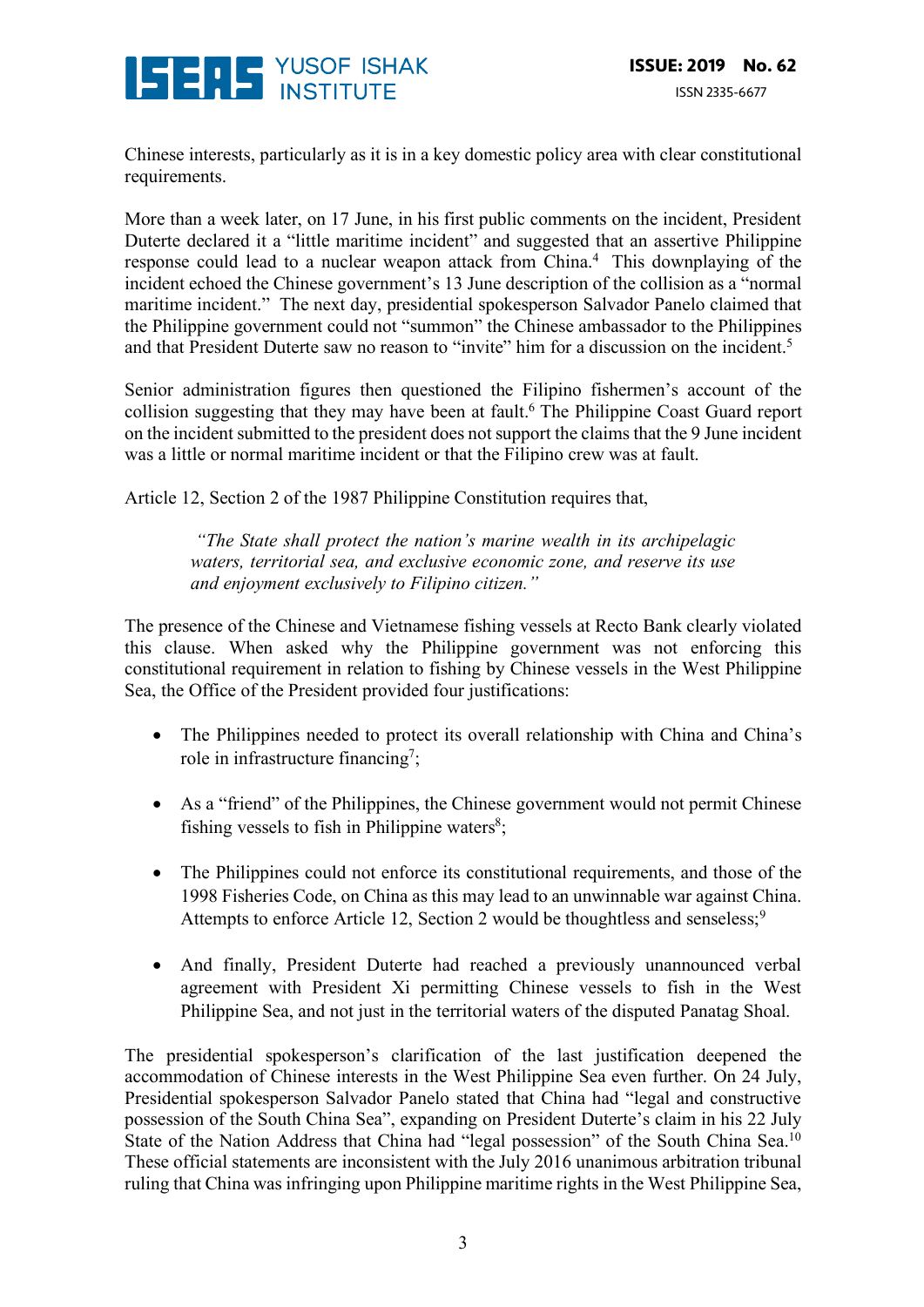Chinese interests, particularly as it is in a key domestic policy area with clear constitutional requirements.

More than a week later, on 17 June, in his first public comments on the incident, President Duterte declared it a "little maritime incident" and suggested that an assertive Philippine response could lead to a nuclear weapon attack from China.[4] This downplaying of the incident echoed the Chinese government's 13 June description of the collision as a "normal maritime incident." The next day, presidential spokesperson Salvador Panelo claimed that the Philippine government could not "summon" the Chinese ambassador to the Philippines and that President Duterte saw no reason to "invite" him for a discussion on the incident.[5]

Senior administration figures then questioned the Filipino fishermen's account of the collision suggesting that they may have been at fault.[6] The Philippine Coast Guard report on the incident submitted to the president does not support the claims that the 9 June incident was a little or normal maritime incident or that the Filipino crew was at fault.

Article 12, Section 2 of the 1987 Philippine Constitution requires that,

> *"The State shall protect the nation's marine wealth in its archipelagic waters, territorial sea, and exclusive economic zone, and reserve its use and enjoyment exclusively to Filipino citizen."*

The presence of the Chinese and Vietnamese fishing vessels at Recto Bank clearly violated this clause. When asked why the Philippine government was not enforcing this constitutional requirement in relation to fishing by Chinese vessels in the West Philippine Sea, the Office of the President provided four justifications:

- The Philippines needed to protect its overall relationship with China and China's role in infrastructure financing[7];
- As a "friend" of the Philippines, the Chinese government would not permit Chinese fishing vessels to fish in Philippine waters[8];
- The Philippines could not enforce its constitutional requirements, and those of the 1998 Fisheries Code, on China as this may lead to an unwinnable war against China. Attempts to enforce Article 12, Section 2 would be thoughtless and senseless;[9]
- And finally, President Duterte had reached a previously unannounced verbal agreement with President Xi permitting Chinese vessels to fish in the West Philippine Sea, and not just in the territorial waters of the disputed Panatag Shoal.

The presidential spokesperson's clarification of the last justification deepened the accommodation of Chinese interests in the West Philippine Sea even further. On 24 July, Presidential spokesperson Salvador Panelo stated that China had "legal and constructive possession of the South China Sea", expanding on President Duterte's claim in his 22 July State of the Nation Address that China had "legal possession" of the South China Sea.[10] These official statements are inconsistent with the July 2016 unanimous arbitration tribunal ruling that China was infringing upon Philippine maritime rights in the West Philippine Sea,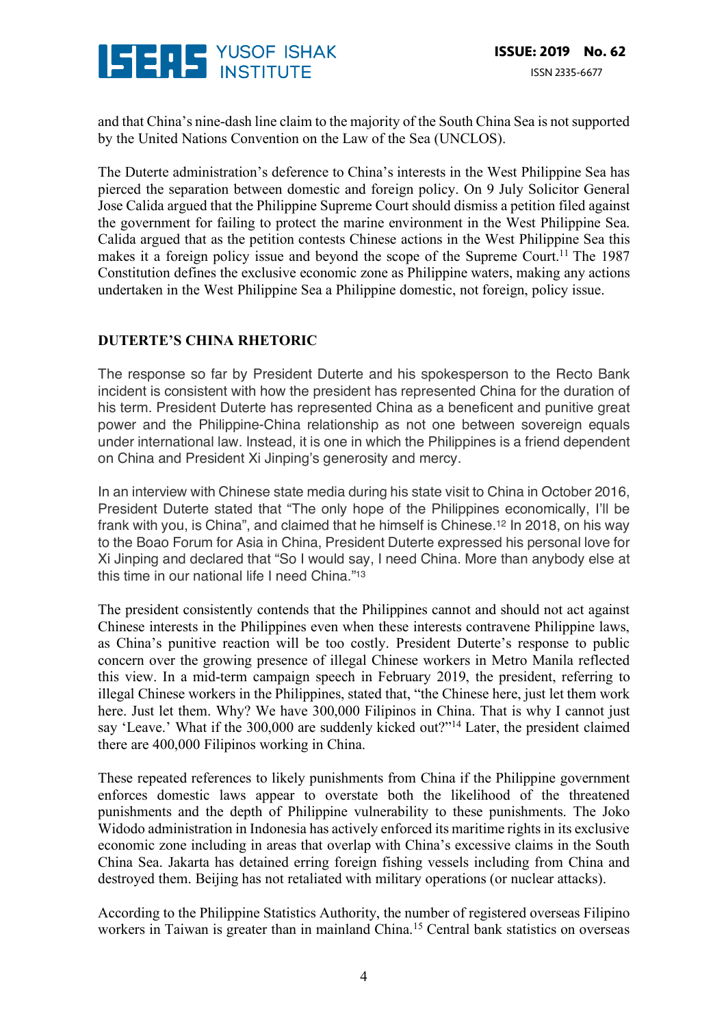and that China's nine-dash line claim to the majority of the South China Sea is not supported by the United Nations Convention on the Law of the Sea (UNCLOS).

The Duterte administration's deference to China's interests in the West Philippine Sea has pierced the separation between domestic and foreign policy. On 9 July Solicitor General Jose Calida argued that the Philippine Supreme Court should dismiss a petition filed against the government for failing to protect the marine environment in the West Philippine Sea. Calida argued that as the petition contests Chinese actions in the West Philippine Sea this makes it a foreign policy issue and beyond the scope of the Supreme Court.[11] The 1987 Constitution defines the exclusive economic zone as Philippine waters, making any actions undertaken in the West Philippine Sea a Philippine domestic, not foreign, policy issue.

## DUTERTE'S CHINA RHETORIC

The response so far by President Duterte and his spokesperson to the Recto Bank incident is consistent with how the president has represented China for the duration of his term. President Duterte has represented China as a beneficent and punitive great power and the Philippine-China relationship as not one between sovereign equals under international law. Instead, it is one in which the Philippines is a friend dependent on China and President Xi Jinping's generosity and mercy.

In an interview with Chinese state media during his state visit to China in October 2016, President Duterte stated that "The only hope of the Philippines economically, I'll be frank with you, is China", and claimed that he himself is Chinese.[12] In 2018, on his way to the Boao Forum for Asia in China, President Duterte expressed his personal love for Xi Jinping and declared that "So I would say, I need China. More than anybody else at this time in our national life I need China."[13]

The president consistently contends that the Philippines cannot and should not act against Chinese interests in the Philippines even when these interests contravene Philippine laws, as China's punitive reaction will be too costly. President Duterte's response to public concern over the growing presence of illegal Chinese workers in Metro Manila reflected this view. In a mid-term campaign speech in February 2019, the president, referring to illegal Chinese workers in the Philippines, stated that, "the Chinese here, just let them work here. Just let them. Why? We have 300,000 Filipinos in China. That is why I cannot just say 'Leave.' What if the 300,000 are suddenly kicked out?"[14] Later, the president claimed there are 400,000 Filipinos working in China.

These repeated references to likely punishments from China if the Philippine government enforces domestic laws appear to overstate both the likelihood of the threatened punishments and the depth of Philippine vulnerability to these punishments. The Joko Widodo administration in Indonesia has actively enforced its maritime rights in its exclusive economic zone including in areas that overlap with China's excessive claims in the South China Sea. Jakarta has detained erring foreign fishing vessels including from China and destroyed them. Beijing has not retaliated with military operations (or nuclear attacks).

According to the Philippine Statistics Authority, the number of registered overseas Filipino workers in Taiwan is greater than in mainland China.[15] Central bank statistics on overseas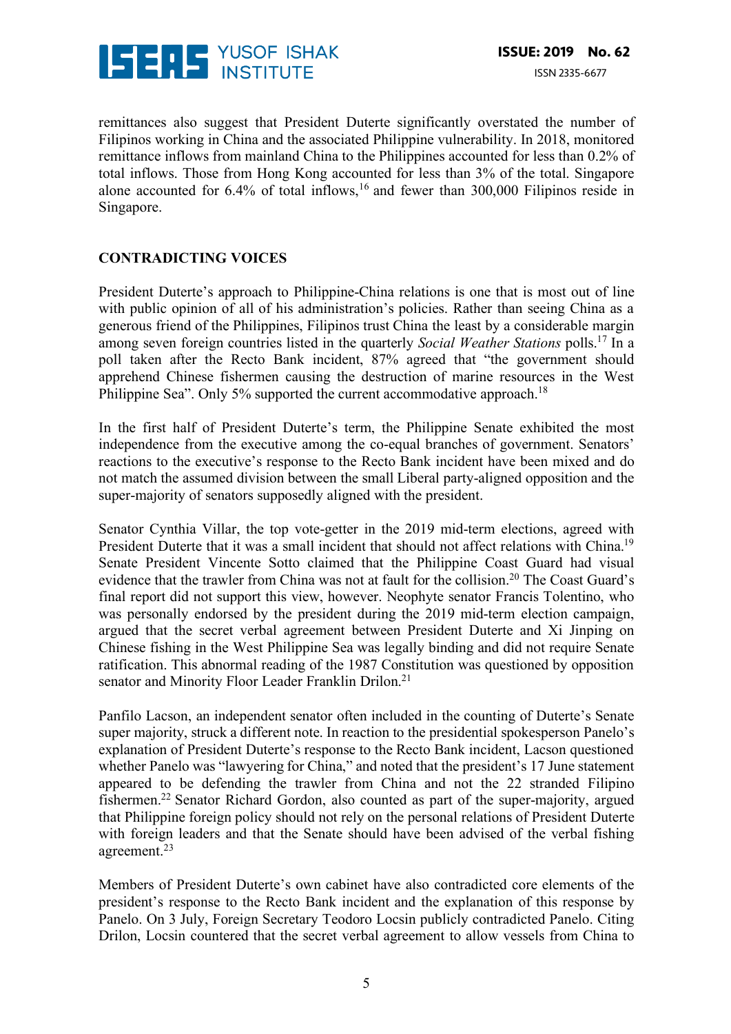remittances also suggest that President Duterte significantly overstated the number of Filipinos working in China and the associated Philippine vulnerability. In 2018, monitored remittance inflows from mainland China to the Philippines accounted for less than 0.2% of total inflows. Those from Hong Kong accounted for less than 3% of the total. Singapore alone accounted for 6.4% of total inflows,[16] and fewer than 300,000 Filipinos reside in Singapore.

## CONTRADICTING VOICES

President Duterte's approach to Philippine-China relations is one that is most out of line with public opinion of all of his administration's policies. Rather than seeing China as a generous friend of the Philippines, Filipinos trust China the least by a considerable margin among seven foreign countries listed in the quarterly *Social Weather Stations* polls.[17] In a poll taken after the Recto Bank incident, 87% agreed that "the government should apprehend Chinese fishermen causing the destruction of marine resources in the West Philippine Sea". Only 5% supported the current accommodative approach.[18]

In the first half of President Duterte's term, the Philippine Senate exhibited the most independence from the executive among the co-equal branches of government. Senators' reactions to the executive's response to the Recto Bank incident have been mixed and do not match the assumed division between the small Liberal party-aligned opposition and the super-majority of senators supposedly aligned with the president.

Senator Cynthia Villar, the top vote-getter in the 2019 mid-term elections, agreed with President Duterte that it was a small incident that should not affect relations with China.[19] Senate President Vincente Sotto claimed that the Philippine Coast Guard had visual evidence that the trawler from China was not at fault for the collision.[20] The Coast Guard's final report did not support this view, however. Neophyte senator Francis Tolentino, who was personally endorsed by the president during the 2019 mid-term election campaign, argued that the secret verbal agreement between President Duterte and Xi Jinping on Chinese fishing in the West Philippine Sea was legally binding and did not require Senate ratification. This abnormal reading of the 1987 Constitution was questioned by opposition senator and Minority Floor Leader Franklin Drilon.[21]

Panfilo Lacson, an independent senator often included in the counting of Duterte's Senate super majority, struck a different note. In reaction to the presidential spokesperson Panelo's explanation of President Duterte's response to the Recto Bank incident, Lacson questioned whether Panelo was "lawyering for China," and noted that the president's 17 June statement appeared to be defending the trawler from China and not the 22 stranded Filipino fishermen.[22] Senator Richard Gordon, also counted as part of the super-majority, argued that Philippine foreign policy should not rely on the personal relations of President Duterte with foreign leaders and that the Senate should have been advised of the verbal fishing agreement.[23]

Members of President Duterte's own cabinet have also contradicted core elements of the president's response to the Recto Bank incident and the explanation of this response by Panelo. On 3 July, Foreign Secretary Teodoro Locsin publicly contradicted Panelo. Citing Drilon, Locsin countered that the secret verbal agreement to allow vessels from China to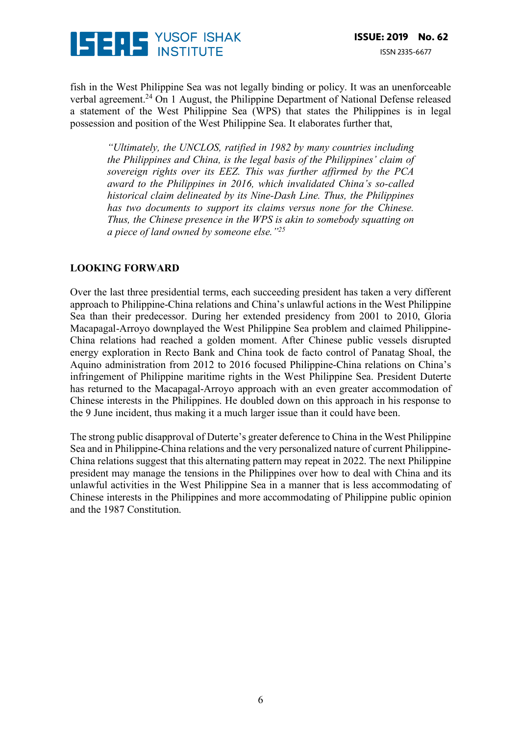fish in the West Philippine Sea was not legally binding or policy. It was an unenforceable verbal agreement.[24] On 1 August, the Philippine Department of National Defense released a statement of the West Philippine Sea (WPS) that states the Philippines is in legal possession and position of the West Philippine Sea. It elaborates further that,

> *"Ultimately, the UNCLOS, ratified in 1982 by many countries including the Philippines and China, is the legal basis of the Philippines' claim of sovereign rights over its EEZ. This was further affirmed by the PCA award to the Philippines in 2016, which invalidated China's so-called historical claim delineated by its Nine-Dash Line. Thus, the Philippines has two documents to support its claims versus none for the Chinese. Thus, the Chinese presence in the WPS is akin to somebody squatting on a piece of land owned by someone else."*[25]

## LOOKING FORWARD

Over the last three presidential terms, each succeeding president has taken a very different approach to Philippine-China relations and China's unlawful actions in the West Philippine Sea than their predecessor. During her extended presidency from 2001 to 2010, Gloria Macapagal-Arroyo downplayed the West Philippine Sea problem and claimed Philippine-China relations had reached a golden moment. After Chinese public vessels disrupted energy exploration in Recto Bank and China took de facto control of Panatag Shoal, the Aquino administration from 2012 to 2016 focused Philippine-China relations on China's infringement of Philippine maritime rights in the West Philippine Sea. President Duterte has returned to the Macapagal-Arroyo approach with an even greater accommodation of Chinese interests in the Philippines. He doubled down on this approach in his response to the 9 June incident, thus making it a much larger issue than it could have been.

The strong public disapproval of Duterte's greater deference to China in the West Philippine Sea and in Philippine-China relations and the very personalized nature of current Philippine-China relations suggest that this alternating pattern may repeat in 2022. The next Philippine president may manage the tensions in the Philippines over how to deal with China and its unlawful activities in the West Philippine Sea in a manner that is less accommodating of Chinese interests in the Philippines and more accommodating of Philippine public opinion and the 1987 Constitution.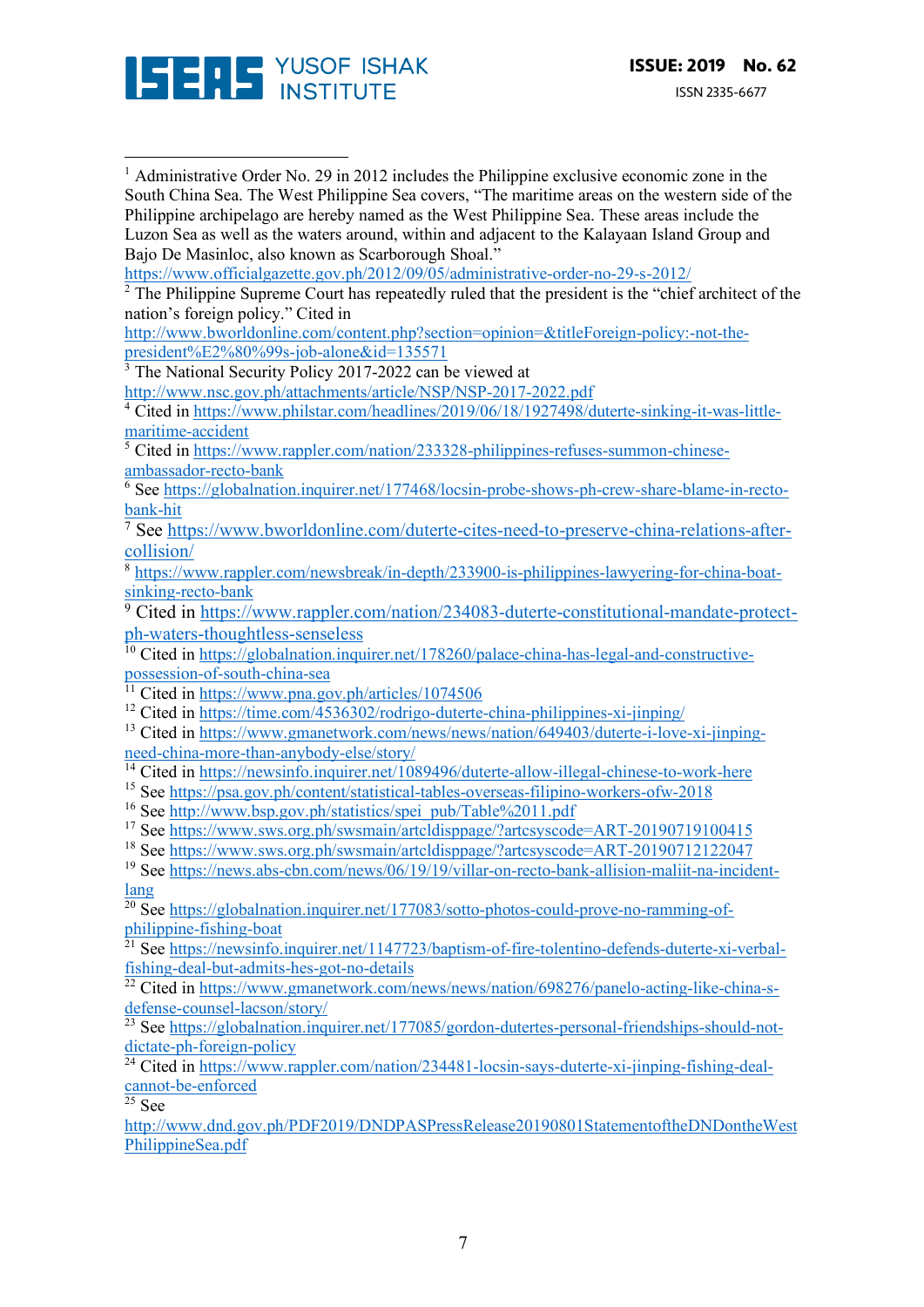[1] Administrative Order No. 29 in 2012 includes the Philippine exclusive economic zone in the South China Sea. The West Philippine Sea covers, "The maritime areas on the western side of the Philippine archipelago are hereby named as the West Philippine Sea. These areas include the Luzon Sea as well as the waters around, within and adjacent to the Kalayaan Island Group and Bajo De Masinloc, also known as Scarborough Shoal." https://www.officialgazette.gov.ph/2012/09/05/administrative-order-no-29-s-2012/

[2] The Philippine Supreme Court has repeatedly ruled that the president is the "chief architect of the nation's foreign policy." Cited in http://www.bworldonline.com/content.php?section=opinion=&titleForeign-policy:-not-the-president%E2%80%99s-job-alone&id=135571

[3] The National Security Policy 2017-2022 can be viewed at http://www.nsc.gov.ph/attachments/article/NSP/NSP-2017-2022.pdf

[4] Cited in https://www.philstar.com/headlines/2019/06/18/1927498/duterte-sinking-it-was-little-maritime-accident

[5] Cited in https://www.rappler.com/nation/233328-philippines-refuses-summon-chinese-ambassador-recto-bank

[6] See https://globalnation.inquirer.net/177468/locsin-probe-shows-ph-crew-share-blame-in-recto-bank-hit

[7] See https://www.bworldonline.com/duterte-cites-need-to-preserve-china-relations-after-collision/

[8] https://www.rappler.com/newsbreak/in-depth/233900-is-philippines-lawyering-for-china-boat-sinking-recto-bank

[9] Cited in https://www.rappler.com/nation/234083-duterte-constitutional-mandate-protect-ph-waters-thoughtless-senseless

[10] Cited in https://globalnation.inquirer.net/178260/palace-china-has-legal-and-constructive-possession-of-south-china-sea

[11] Cited in https://www.pna.gov.ph/articles/1074506

[12] Cited in https://time.com/4536302/rodrigo-duterte-china-philippines-xi-jinping/

[13] Cited in https://www.gmanetwork.com/news/news/nation/649403/duterte-i-love-xi-jinping-need-china-more-than-anybody-else/story/

[14] Cited in https://newsinfo.inquirer.net/1089496/duterte-allow-illegal-chinese-to-work-here

[15] See https://psa.gov.ph/content/statistical-tables-overseas-filipino-workers-ofw-2018

[16] See http://www.bsp.gov.ph/statistics/spei_pub/Table%2011.pdf

[17] See https://www.sws.org.ph/swsmain/artcldisppage/?artcsyscode=ART-20190719100415

[18] See https://www.sws.org.ph/swsmain/artcldisppage/?artcsyscode=ART-20190712122047

[19] See https://news.abs-cbn.com/news/06/19/19/villar-on-recto-bank-allision-maliit-na-incident-lang

[20] See https://globalnation.inquirer.net/177083/sotto-photos-could-prove-no-ramming-of-philippine-fishing-boat

[21] See https://newsinfo.inquirer.net/1147723/baptism-of-fire-tolentino-defends-duterte-xi-verbal-fishing-deal-but-admits-hes-got-no-details

[22] Cited in https://www.gmanetwork.com/news/news/nation/698276/panelo-acting-like-china-s-defense-counsel-lacson/story/

[23] See https://globalnation.inquirer.net/177085/gordon-dutertes-personal-friendships-should-not-dictate-ph-foreign-policy

[24] Cited in https://www.rappler.com/nation/234481-locsin-says-duterte-xi-jinping-fishing-deal-cannot-be-enforced

[25] See http://www.dnd.gov.ph/PDF2019/DNDPASPressRelease20190801StatementoftheDNDontheWestPhilippineSea.pdf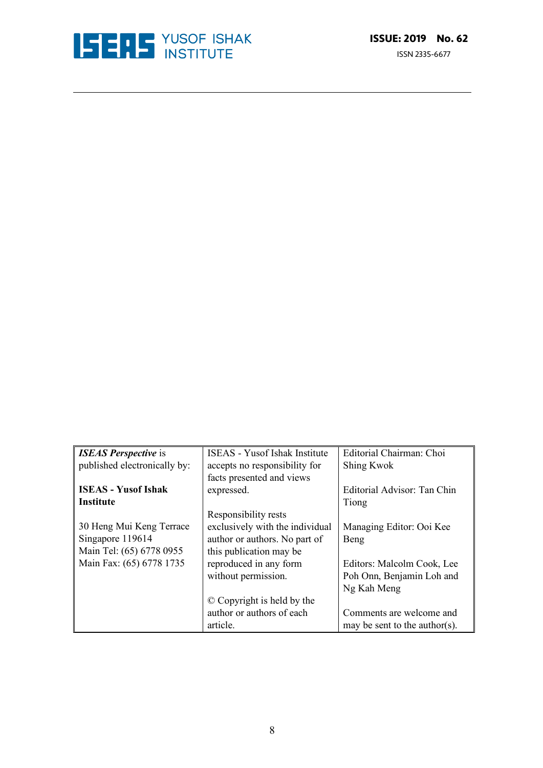| | | |
|---|---|---|
| ***ISEAS Perspective*** is published electronically by:<br><br>**ISEAS - Yusof Ishak Institute**<br><br>30 Heng Mui Keng Terrace<br>Singapore 119614<br>Main Tel: (65) 6778 0955<br>Main Fax: (65) 6778 1735 | ISEAS - Yusof Ishak Institute accepts no responsibility for facts presented and views expressed.<br><br>Responsibility rests exclusively with the individual author or authors. No part of this publication may be reproduced in any form without permission.<br><br>© Copyright is held by the author or authors of each article. | Editorial Chairman: Choi Shing Kwok<br><br>Editorial Advisor: Tan Chin Tiong<br><br>Managing Editor: Ooi Kee Beng<br><br>Editors: Malcolm Cook, Lee Poh Onn, Benjamin Loh and Ng Kah Meng<br><br>Comments are welcome and may be sent to the author(s). |